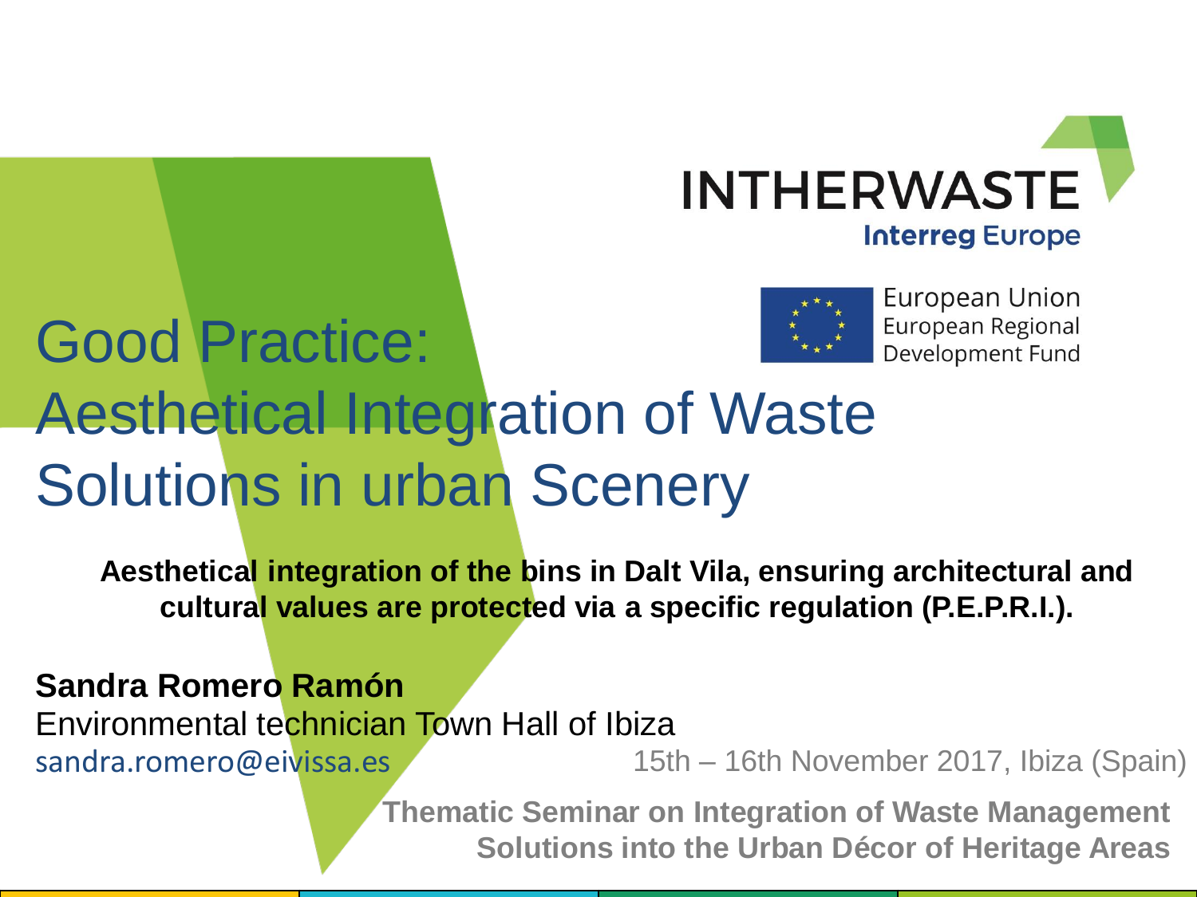INTHERWASTE

Interreg Europe

European Union
European Regional
Development Fund

# Good Practice: Aesthetical Integration of Waste Solutions in urban Scenery

**Aesthetical integration of the bins in Dalt Vila, ensuring architectural and cultural values are protected via a specific regulation (P.E.P.R.I.).**

**Sandra Romero Ramón**
Environmental technician Town Hall of Ibiza
sandra.romero@eivissa.es

15th – 16th November 2017, Ibiza (Spain)

**Thematic Seminar on Integration of Waste Management Solutions into the Urban Décor of Heritage Areas**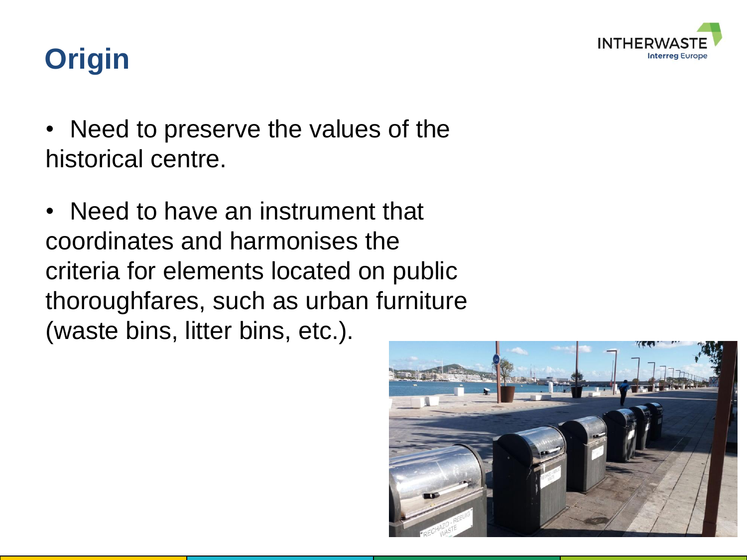# Origin

- Need to preserve the values of the historical centre.
- Need to have an instrument that coordinates and harmonises the criteria for elements located on public thoroughfares, such as urban furniture (waste bins, litter bins, etc.).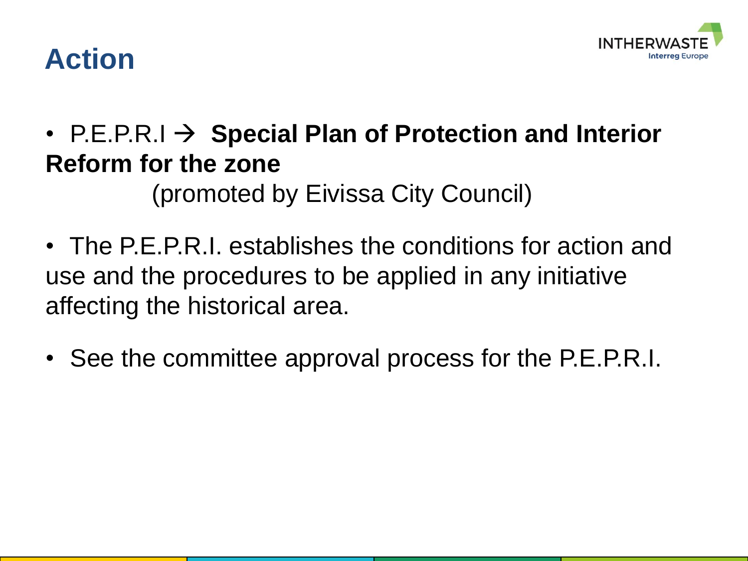# Action

- P.E.P.R.I → **Special Plan of Protection and Interior Reform for the zone** (promoted by Eivissa City Council)

- The P.E.P.R.I. establishes the conditions for action and use and the procedures to be applied in any initiative affecting the historical area.

- See the committee approval process for the P.E.P.R.I.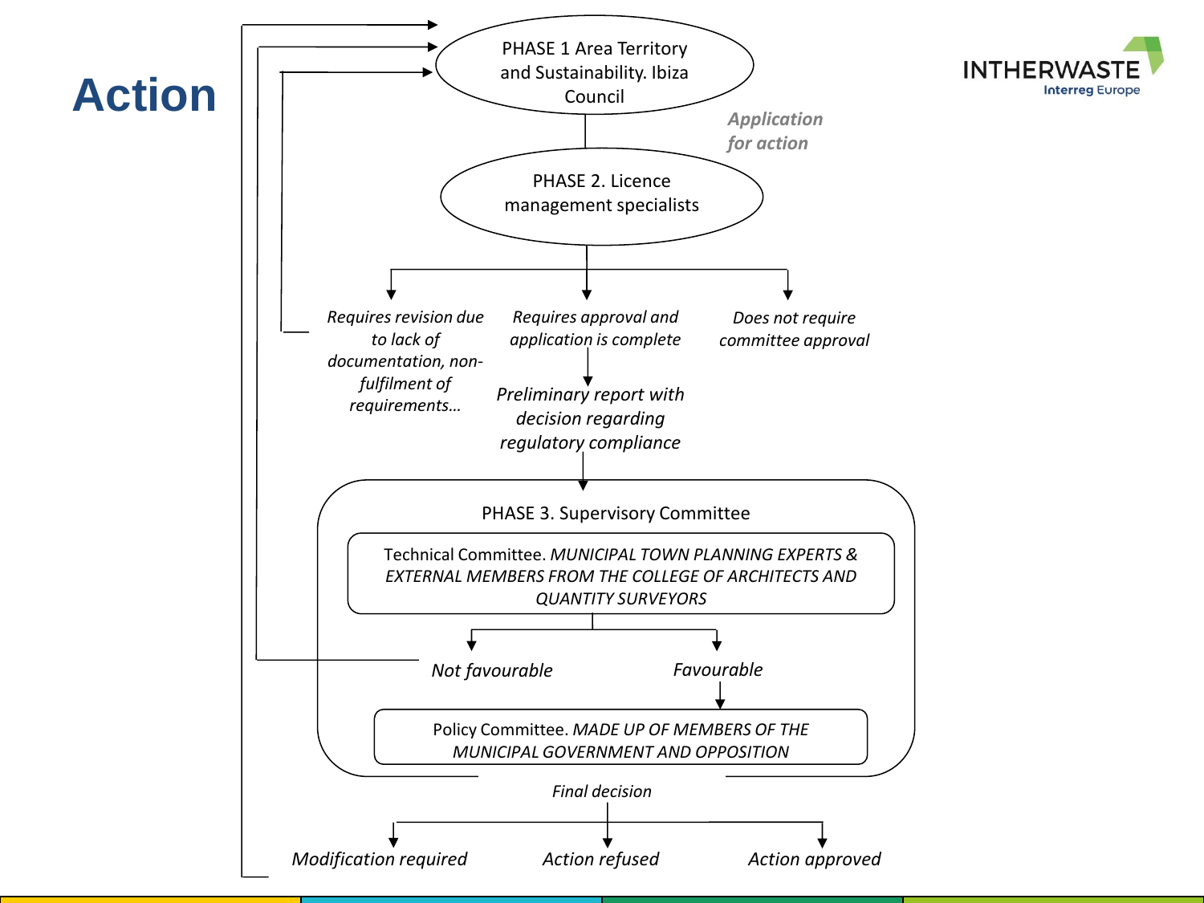# Action

INTHERWASTE Interreg Europe

PHASE 1 Area Territory and Sustainability. Ibiza Council

*Application for action*

PHASE 2. Licence management specialists

- *Requires revision due to lack of documentation, non-fulfilment of requirements…*
- *Requires approval and application is complete*
  - *Preliminary report with decision regarding regulatory compliance*
- *Does not require committee approval*

PHASE 3. Supervisory Committee

Technical Committee. *MUNICIPAL TOWN PLANNING EXPERTS & EXTERNAL MEMBERS FROM THE COLLEGE OF ARCHITECTS AND QUANTITY SURVEYORS*

- *Not favourable*
- *Favourable*

Policy Committee. *MADE UP OF MEMBERS OF THE MUNICIPAL GOVERNMENT AND OPPOSITION*

*Final decision*

- *Modification required*
- *Action refused*
- *Action approved*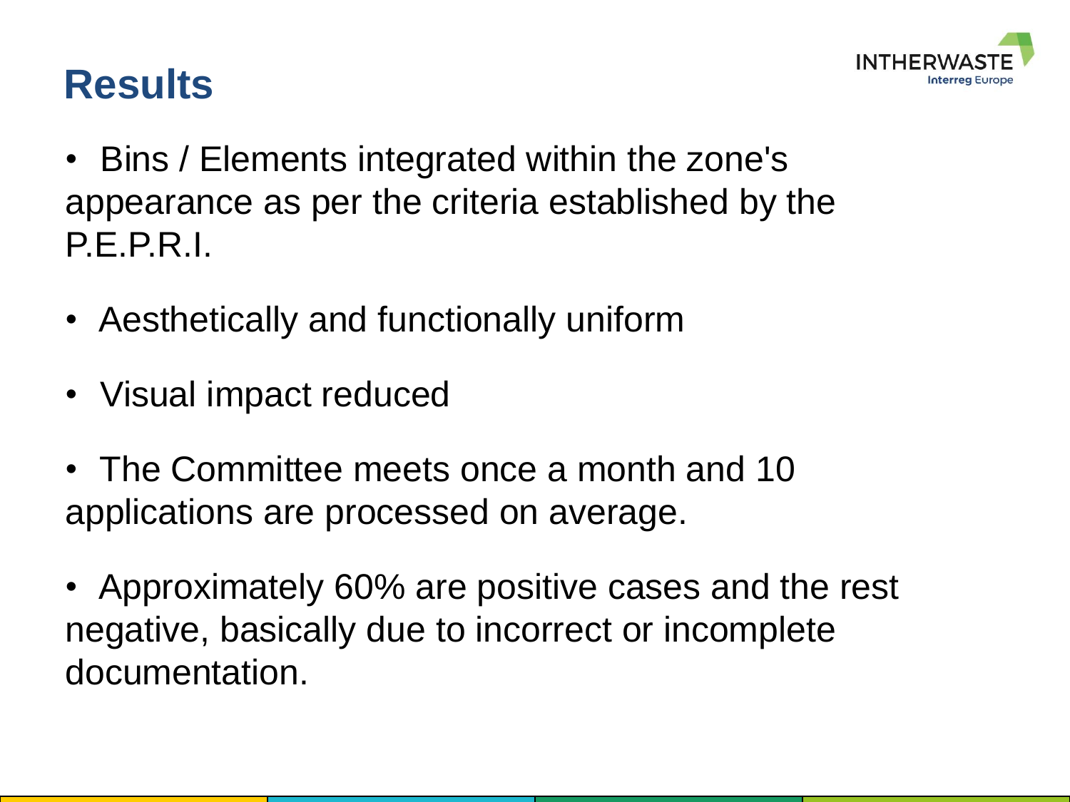# Results

- Bins / Elements integrated within the zone's appearance as per the criteria established by the P.E.P.R.I.
- Aesthetically and functionally uniform
- Visual impact reduced
- The Committee meets once a month and 10 applications are processed on average.
- Approximately 60% are positive cases and the rest negative, basically due to incorrect or incomplete documentation.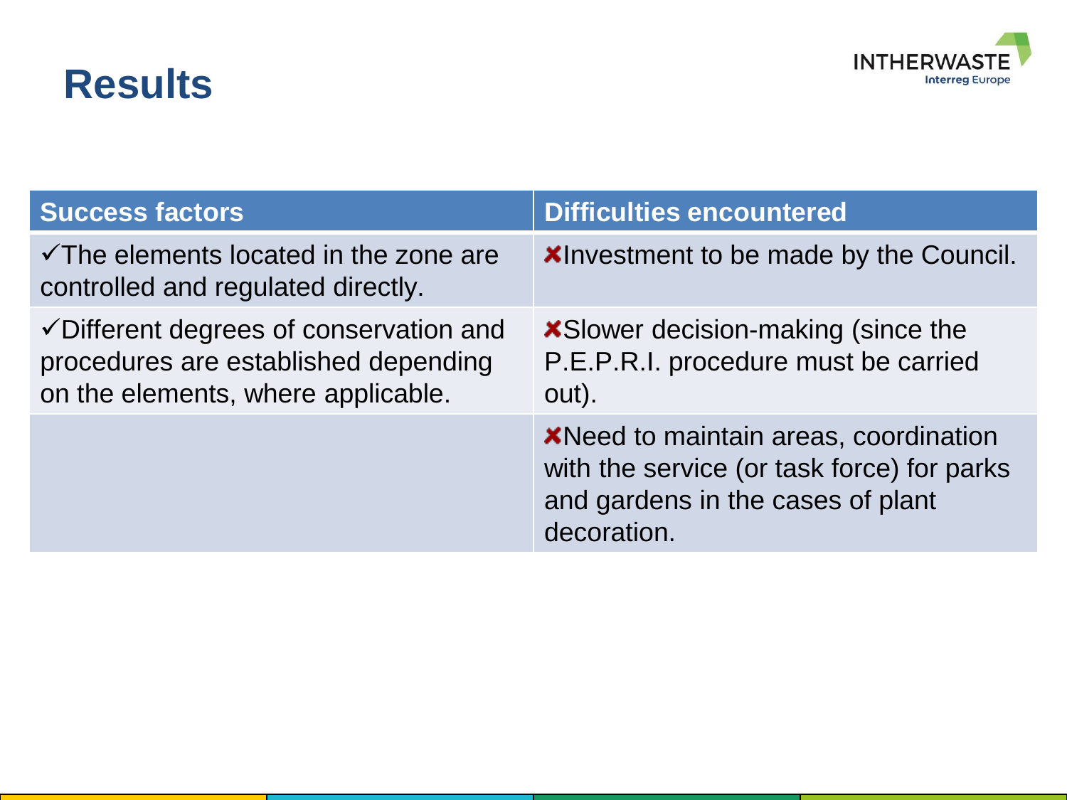# Results

| Success factors | Difficulties encountered |
|---|---|
| ✓The elements located in the zone are controlled and regulated directly. | ✗Investment to be made by the Council. |
| ✓Different degrees of conservation and procedures are established depending on the elements, where applicable. | ✗Slower decision-making (since the P.E.P.R.I. procedure must be carried out). |
| | ✗Need to maintain areas, coordination with the service (or task force) for parks and gardens in the cases of plant decoration. |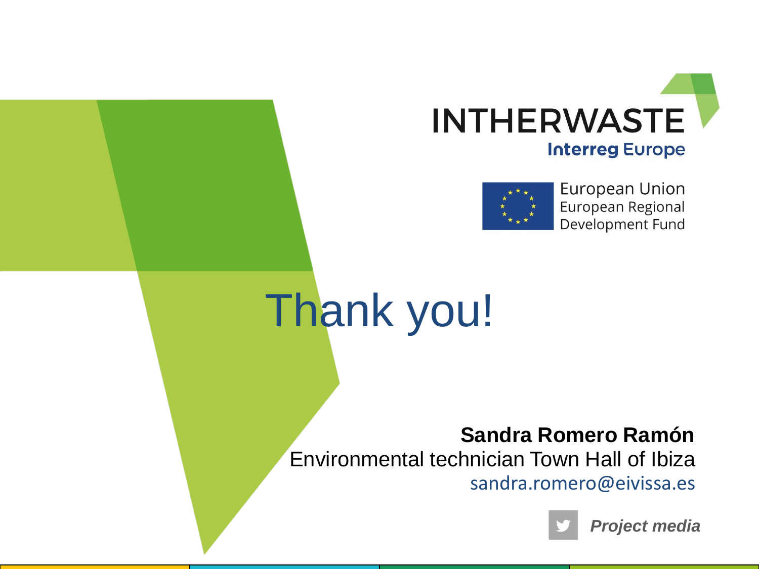INTHERWASTE

Interreg Europe

European Union
European Regional
Development Fund

# Thank you!

**Sandra Romero Ramón**
Environmental technician Town Hall of Ibiza
sandra.romero@eivissa.es

***Project media***